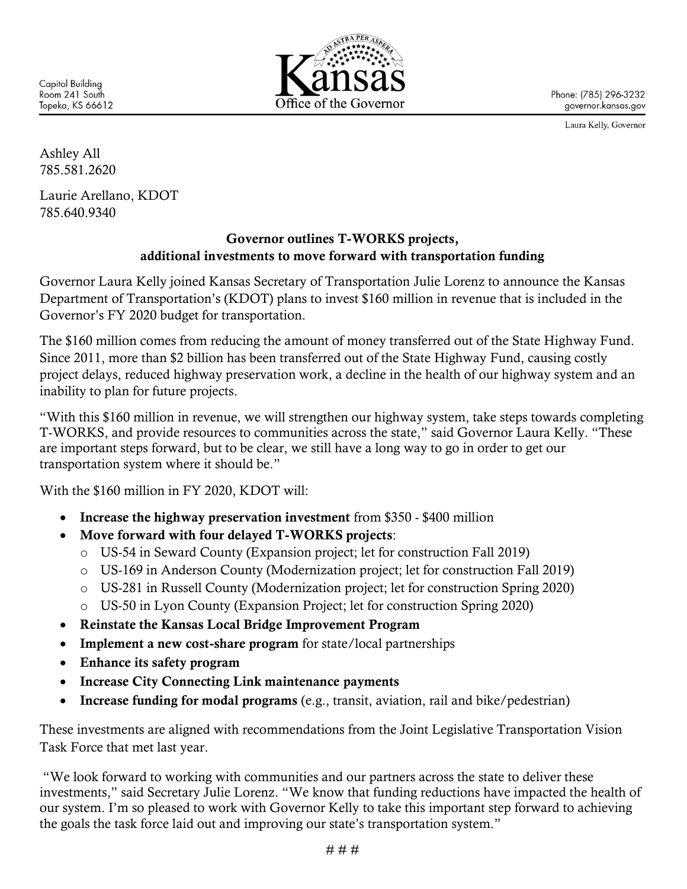Capitol Building
Room 241 South
Topeka, KS 66612

Kansas
Office of the Governor

Phone: (785) 296-3232
governor.kansas.gov

Laura Kelly, Governor

Ashley All
785.581.2620

Laurie Arellano, KDOT
785.640.9340

**Governor outlines T-WORKS projects, additional investments to move forward with transportation funding**

Governor Laura Kelly joined Kansas Secretary of Transportation Julie Lorenz to announce the Kansas Department of Transportation's (KDOT) plans to invest $160 million in revenue that is included in the Governor's FY 2020 budget for transportation.

The $160 million comes from reducing the amount of money transferred out of the State Highway Fund. Since 2011, more than $2 billion has been transferred out of the State Highway Fund, causing costly project delays, reduced highway preservation work, a decline in the health of our highway system and an inability to plan for future projects.

"With this $160 million in revenue, we will strengthen our highway system, take steps towards completing T-WORKS, and provide resources to communities across the state," said Governor Laura Kelly. "These are important steps forward, but to be clear, we still have a long way to go in order to get our transportation system where it should be."

With the $160 million in FY 2020, KDOT will:

- **Increase the highway preservation investment** from $350 - $400 million
- **Move forward with four delayed T-WORKS projects**:
  - US-54 in Seward County (Expansion project; let for construction Fall 2019)
  - US-169 in Anderson County (Modernization project; let for construction Fall 2019)
  - US-281 in Russell County (Modernization project; let for construction Spring 2020)
  - US-50 in Lyon County (Expansion Project; let for construction Spring 2020)
- **Reinstate the Kansas Local Bridge Improvement Program**
- **Implement a new cost-share program** for state/local partnerships
- **Enhance its safety program**
- **Increase City Connecting Link maintenance payments**
- **Increase funding for modal programs** (e.g., transit, aviation, rail and bike/pedestrian)

These investments are aligned with recommendations from the Joint Legislative Transportation Vision Task Force that met last year.

"We look forward to working with communities and our partners across the state to deliver these investments," said Secretary Julie Lorenz. "We know that funding reductions have impacted the health of our system. I'm so pleased to work with Governor Kelly to take this important step forward to achieving the goals the task force laid out and improving our state's transportation system."

# # #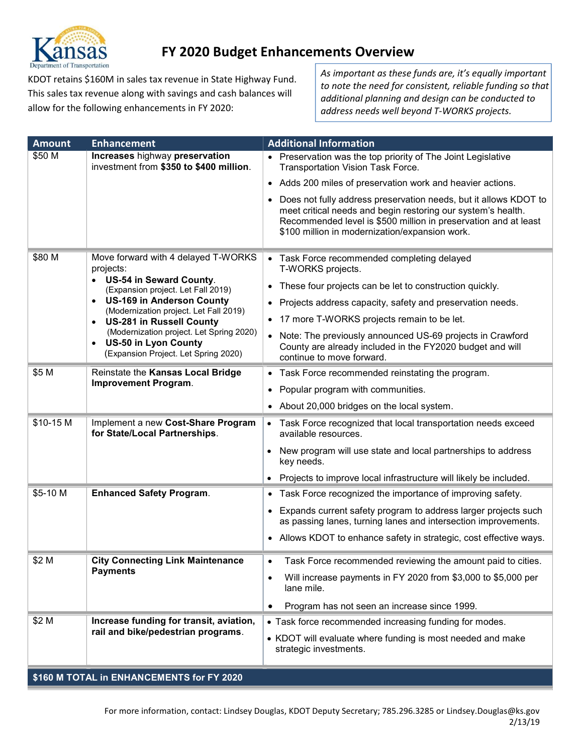# FY 2020 Budget Enhancements Overview

KDOT retains $160M in sales tax revenue in State Highway Fund. This sales tax revenue along with savings and cash balances will allow for the following enhancements in FY 2020:

> *As important as these funds are, it's equally important to note the need for consistent, reliable funding so that additional planning and design can be conducted to address needs well beyond T-WORKS projects.*

| Amount | Enhancement | Additional Information |
|---|---|---|
| $50 M | **Increases** highway **preservation** investment from **$350 to $400 million**. | • Preservation was the top priority of The Joint Legislative Transportation Vision Task Force.<br>• Adds 200 miles of preservation work and heavier actions.<br>• Does not fully address preservation needs, but it allows KDOT to meet critical needs and begin restoring our system's health. Recommended level is $500 million in preservation and at least $100 million in modernization/expansion work. |
| $80 M | Move forward with 4 delayed T-WORKS projects:<br>• **US-54 in Seward County**. (Expansion project. Let Fall 2019)<br>• **US-169 in Anderson County** (Modernization project. Let Fall 2019)<br>• **US-281 in Russell County** (Modernization project. Let Spring 2020)<br>• **US-50 in Lyon County** (Expansion Project. Let Spring 2020) | • Task Force recommended completing delayed T-WORKS projects.<br>• These four projects can be let to construction quickly.<br>• Projects address capacity, safety and preservation needs.<br>• 17 more T-WORKS projects remain to be let.<br>• Note: The previously announced US-69 projects in Crawford County are already included in the FY2020 budget and will continue to move forward. |
| $5 M | Reinstate the **Kansas Local Bridge Improvement Program**. | • Task Force recommended reinstating the program.<br>• Popular program with communities.<br>• About 20,000 bridges on the local system. |
| $10-15 M | Implement a new **Cost-Share Program for State/Local Partnerships**. | • Task Force recognized that local transportation needs exceed available resources.<br>• New program will use state and local partnerships to address key needs.<br>• Projects to improve local infrastructure will likely be included. |
| $5-10 M | **Enhanced Safety Program**. | • Task Force recognized the importance of improving safety.<br>• Expands current safety program to address larger projects such as passing lanes, turning lanes and intersection improvements.<br>• Allows KDOT to enhance safety in strategic, cost effective ways. |
| $2 M | **City Connecting Link Maintenance Payments** | • Task Force recommended reviewing the amount paid to cities.<br>• Will increase payments in FY 2020 from $3,000 to $5,000 per lane mile.<br>• Program has not seen an increase since 1999. |
| $2 M | **Increase funding for transit, aviation, rail and bike/pedestrian programs**. | • Task force recommended increasing funding for modes.<br>• KDOT will evaluate where funding is most needed and make strategic investments. |
| **$160 M TOTAL in ENHANCEMENTS for FY 2020** | | |

For more information, contact: Lindsey Douglas, KDOT Deputy Secretary; 785.296.3285 or Lindsey.Douglas@ks.gov

2/13/19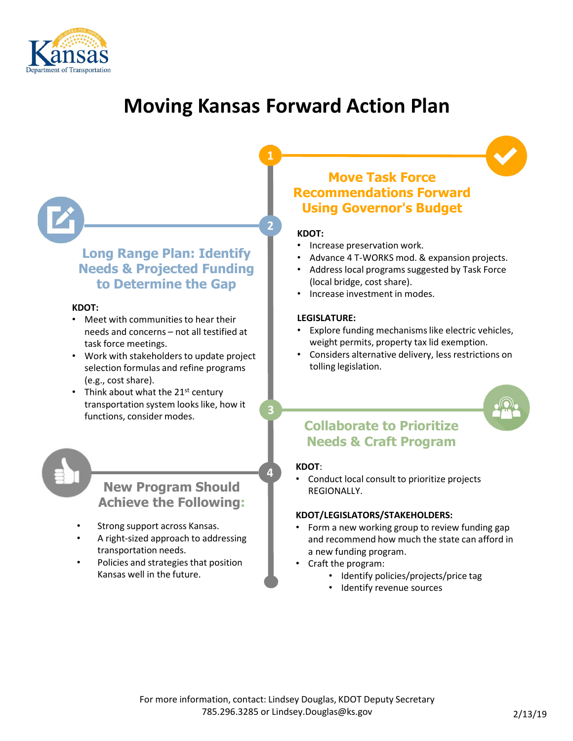Kansas Department of Transportation

# Moving Kansas Forward Action Plan

## 1. Move Task Force Recommendations Forward Using Governor's Budget

**KDOT:**

- Increase preservation work.
- Advance 4 T-WORKS mod. & expansion projects.
- Address local programs suggested by Task Force (local bridge, cost share).
- Increase investment in modes.

**LEGISLATURE:**

- Explore funding mechanisms like electric vehicles, weight permits, property tax lid exemption.
- Considers alternative delivery, less restrictions on tolling legislation.

## 2. Long Range Plan: Identify Needs & Projected Funding to Determine the Gap

**KDOT:**

- Meet with communities to hear their needs and concerns – not all testified at task force meetings.
- Work with stakeholders to update project selection formulas and refine programs (e.g., cost share).
- Think about what the 21st century transportation system looks like, how it functions, consider modes.

## 3. Collaborate to Prioritize Needs & Craft Program

**KDOT**:

- Conduct local consult to prioritize projects REGIONALLY.

**KDOT/LEGISLATORS/STAKEHOLDERS:**

- Form a new working group to review funding gap and recommend how much the state can afford in a new funding program.
- Craft the program:
  - Identify policies/projects/price tag
  - Identify revenue sources

## 4. New Program Should Achieve the Following:

- Strong support across Kansas.
- A right-sized approach to addressing transportation needs.
- Policies and strategies that position Kansas well in the future.

For more information, contact: Lindsey Douglas, KDOT Deputy Secretary
785.296.3285 or Lindsey.Douglas@ks.gov

2/13/19